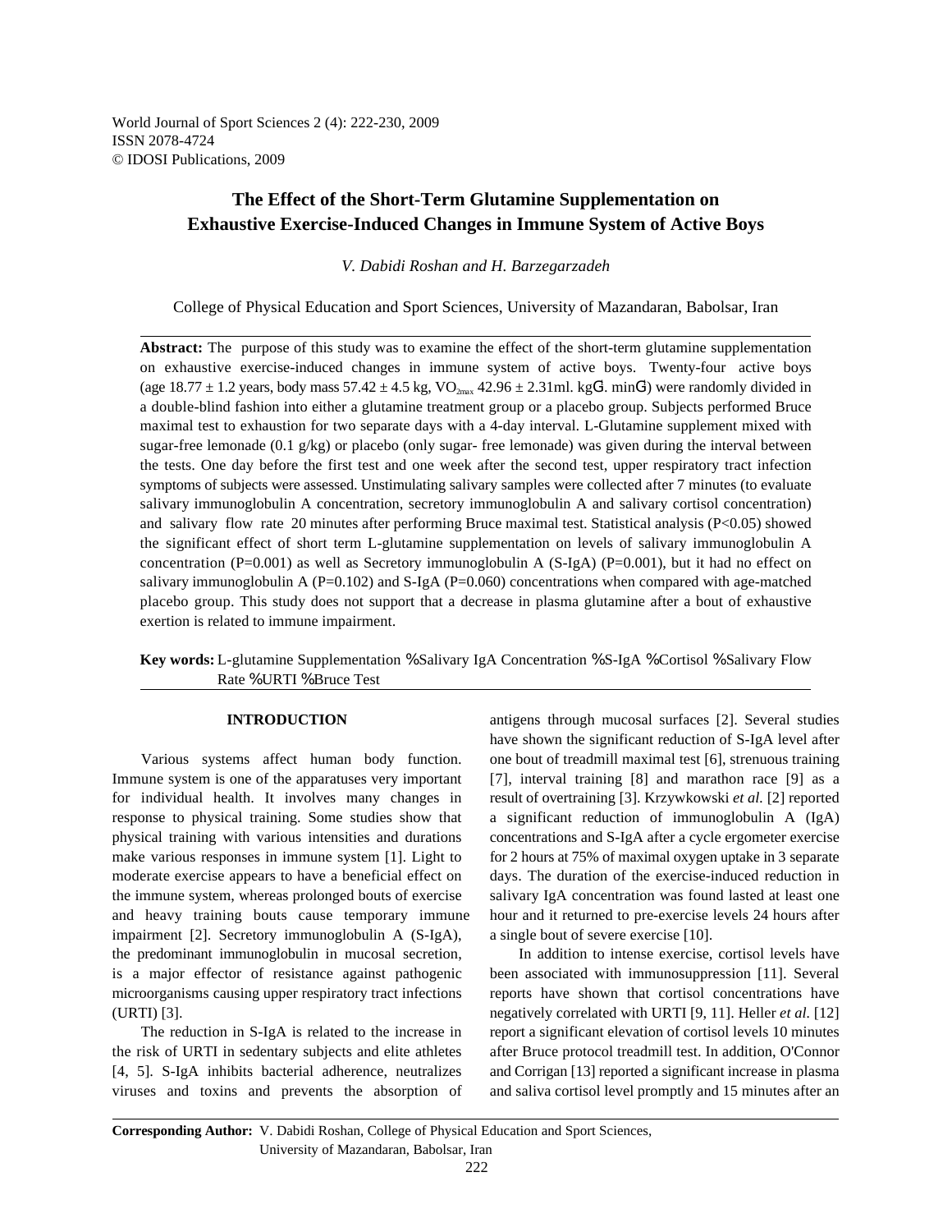World Journal of Sport Sciences 2 (4): 222-230, 2009
ISSN 2078-4724
© IDOSI Publications, 2009

# The Effect of the Short-Term Glutamine Supplementation on Exhaustive Exercise-Induced Changes in Immune System of Active Boys

*V. Dabidi Roshan and H. Barzegarzadeh*

College of Physical Education and Sport Sciences, University of Mazandaran, Babolsar, Iran

**Abstract:** The purpose of this study was to examine the effect of the short-term glutamine supplementation on exhaustive exercise-induced changes in immune system of active boys. Twenty-four active boys (age 18.77 ± 1.2 years, body mass 57.42 ± 4.5 kg, $VO_{2max}$ 42.96 ± 2.31ml. kg$^{-1}$. min$^{-1}$) were randomly divided in a double-blind fashion into either a glutamine treatment group or a placebo group. Subjects performed Bruce maximal test to exhaustion for two separate days with a 4-day interval. L-Glutamine supplement mixed with sugar-free lemonade (0.1 g/kg) or placebo (only sugar- free lemonade) was given during the interval between the tests. One day before the first test and one week after the second test, upper respiratory tract infection symptoms of subjects were assessed. Unstimulating salivary samples were collected after 7 minutes (to evaluate salivary immunoglobulin A concentration, secretory immunoglobulin A and salivary cortisol concentration) and salivary flow rate 20 minutes after performing Bruce maximal test. Statistical analysis ($P<0.05$) showed the significant effect of short term L-glutamine supplementation on levels of salivary immunoglobulin A concentration ($P=0.001$) as well as Secretory immunoglobulin A (S-IgA) ($P=0.001$), but it had no effect on salivary immunoglobulin A ($P=0.102$) and S-IgA ($P=0.060$) concentrations when compared with age-matched placebo group. This study does not support that a decrease in plasma glutamine after a bout of exhaustive exertion is related to immune impairment.

**Key words:** L-glutamine Supplementation · Salivary IgA Concentration · S-IgA · Cortisol · Salivary Flow Rate · URTI · Bruce Test

## INTRODUCTION

Various systems affect human body function. Immune system is one of the apparatuses very important for individual health. It involves many changes in response to physical training. Some studies show that physical training with various intensities and durations make various responses in immune system [1]. Light to moderate exercise appears to have a beneficial effect on the immune system, whereas prolonged bouts of exercise and heavy training bouts cause temporary immune impairment [2]. Secretory immunoglobulin A (S-IgA), the predominant immunoglobulin in mucosal secretion, is a major effector of resistance against pathogenic microorganisms causing upper respiratory tract infections (URTI) [3].

The reduction in S-IgA is related to the increase in the risk of URTI in sedentary subjects and elite athletes [4, 5]. S-IgA inhibits bacterial adherence, neutralizes viruses and toxins and prevents the absorption of antigens through mucosal surfaces [2]. Several studies have shown the significant reduction of S-IgA level after one bout of treadmill maximal test [6], strenuous training [7], interval training [8] and marathon race [9] as a result of overtraining [3]. Krzywkowski *et al.* [2] reported a significant reduction of immunoglobulin A (IgA) concentrations and S-IgA after a cycle ergometer exercise for 2 hours at 75% of maximal oxygen uptake in 3 separate days. The duration of the exercise-induced reduction in salivary IgA concentration was found lasted at least one hour and it returned to pre-exercise levels 24 hours after a single bout of severe exercise [10].

In addition to intense exercise, cortisol levels have been associated with immunosuppression [11]. Several reports have shown that cortisol concentrations have negatively correlated with URTI [9, 11]. Heller *et al.* [12] report a significant elevation of cortisol levels 10 minutes after Bruce protocol treadmill test. In addition, O'Connor and Corrigan [13] reported a significant increase in plasma and saliva cortisol level promptly and 15 minutes after an

**Corresponding Author:** V. Dabidi Roshan, College of Physical Education and Sport Sciences, University of Mazandaran, Babolsar, Iran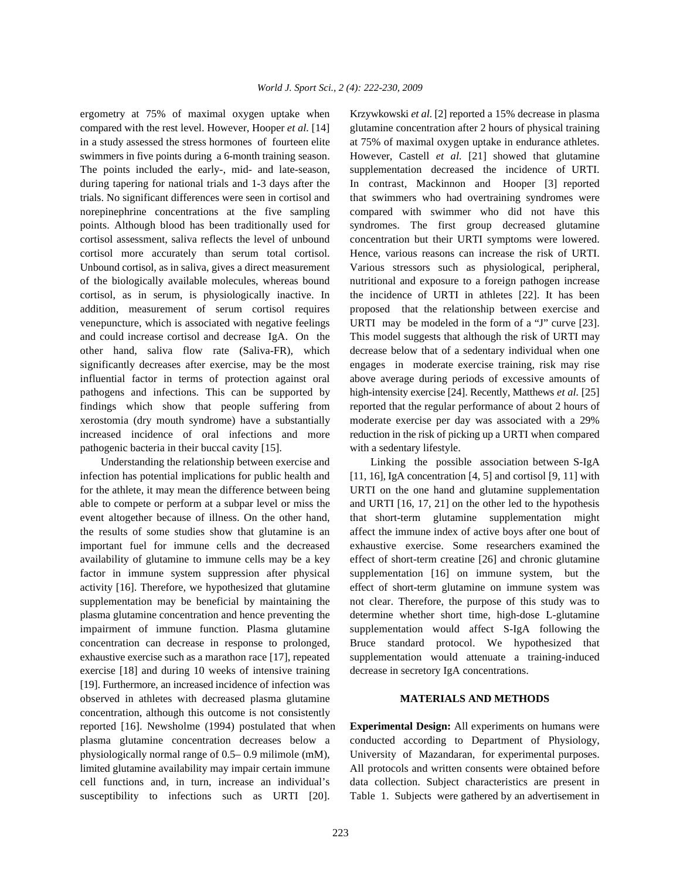ergometry at 75% of maximal oxygen uptake when compared with the rest level. However, Hooper *et al.* [14] in a study assessed the stress hormones of fourteen elite swimmers in five points during a 6-month training season. The points included the early-, mid- and late-season, during tapering for national trials and 1-3 days after the trials. No significant differences were seen in cortisol and norepinephrine concentrations at the five sampling points. Although blood has been traditionally used for cortisol assessment, saliva reflects the level of unbound cortisol more accurately than serum total cortisol. Unbound cortisol, as in saliva, gives a direct measurement of the biologically available molecules, whereas bound cortisol, as in serum, is physiologically inactive. In addition, measurement of serum cortisol requires venepuncture, which is associated with negative feelings and could increase cortisol and decrease IgA. On the other hand, saliva flow rate (Saliva-FR), which significantly decreases after exercise, may be the most influential factor in terms of protection against oral pathogens and infections. This can be supported by findings which show that people suffering from xerostomia (dry mouth syndrome) have a substantially increased incidence of oral infections and more pathogenic bacteria in their buccal cavity [15].

Understanding the relationship between exercise and infection has potential implications for public health and for the athlete, it may mean the difference between being able to compete or perform at a subpar level or miss the event altogether because of illness. On the other hand, the results of some studies show that glutamine is an important fuel for immune cells and the decreased availability of glutamine to immune cells may be a key factor in immune system suppression after physical activity [16]. Therefore, we hypothesized that glutamine supplementation may be beneficial by maintaining the plasma glutamine concentration and hence preventing the impairment of immune function. Plasma glutamine concentration can decrease in response to prolonged, exhaustive exercise such as a marathon race [17], repeated exercise [18] and during 10 weeks of intensive training [19]. Furthermore, an increased incidence of infection was observed in athletes with decreased plasma glutamine concentration, although this outcome is not consistently reported [16]. Newsholme (1994) postulated that when plasma glutamine concentration decreases below a physiologically normal range of 0.5– 0.9 milimole (mM), limited glutamine availability may impair certain immune cell functions and, in turn, increase an individual's susceptibility to infections such as URTI [20]. Krzywkowski *et al.* [2] reported a 15% decrease in plasma glutamine concentration after 2 hours of physical training at 75% of maximal oxygen uptake in endurance athletes. However, Castell *et al.* [21] showed that glutamine supplementation decreased the incidence of URTI. In contrast, Mackinnon and Hooper [3] reported that swimmers who had overtraining syndromes were compared with swimmer who did not have this syndromes. The first group decreased glutamine concentration but their URTI symptoms were lowered. Hence, various reasons can increase the risk of URTI. Various stressors such as physiological, peripheral, nutritional and exposure to a foreign pathogen increase the incidence of URTI in athletes [22]. It has been proposed that the relationship between exercise and URTI may be modeled in the form of a "J" curve [23]. This model suggests that although the risk of URTI may decrease below that of a sedentary individual when one engages in moderate exercise training, risk may rise above average during periods of excessive amounts of high-intensity exercise [24]. Recently, Matthews *et al.* [25] reported that the regular performance of about 2 hours of moderate exercise per day was associated with a 29% reduction in the risk of picking up a URTI when compared with a sedentary lifestyle.

Linking the possible association between S-IgA [11, 16], IgA concentration [4, 5] and cortisol [9, 11] with URTI on the one hand and glutamine supplementation and URTI [16, 17, 21] on the other led to the hypothesis that short-term glutamine supplementation might affect the immune index of active boys after one bout of exhaustive exercise. Some researchers examined the effect of short-term creatine [26] and chronic glutamine supplementation [16] on immune system, but the effect of short-term glutamine on immune system was not clear. Therefore, the purpose of this study was to determine whether short time, high-dose L-glutamine supplementation would affect S-IgA following the Bruce standard protocol. We hypothesized that supplementation would attenuate a training-induced decrease in secretory IgA concentrations.

## MATERIALS AND METHODS

**Experimental Design:** All experiments on humans were conducted according to Department of Physiology, University of Mazandaran, for experimental purposes. All protocols and written consents were obtained before data collection. Subject characteristics are present in Table 1. Subjects were gathered by an advertisement in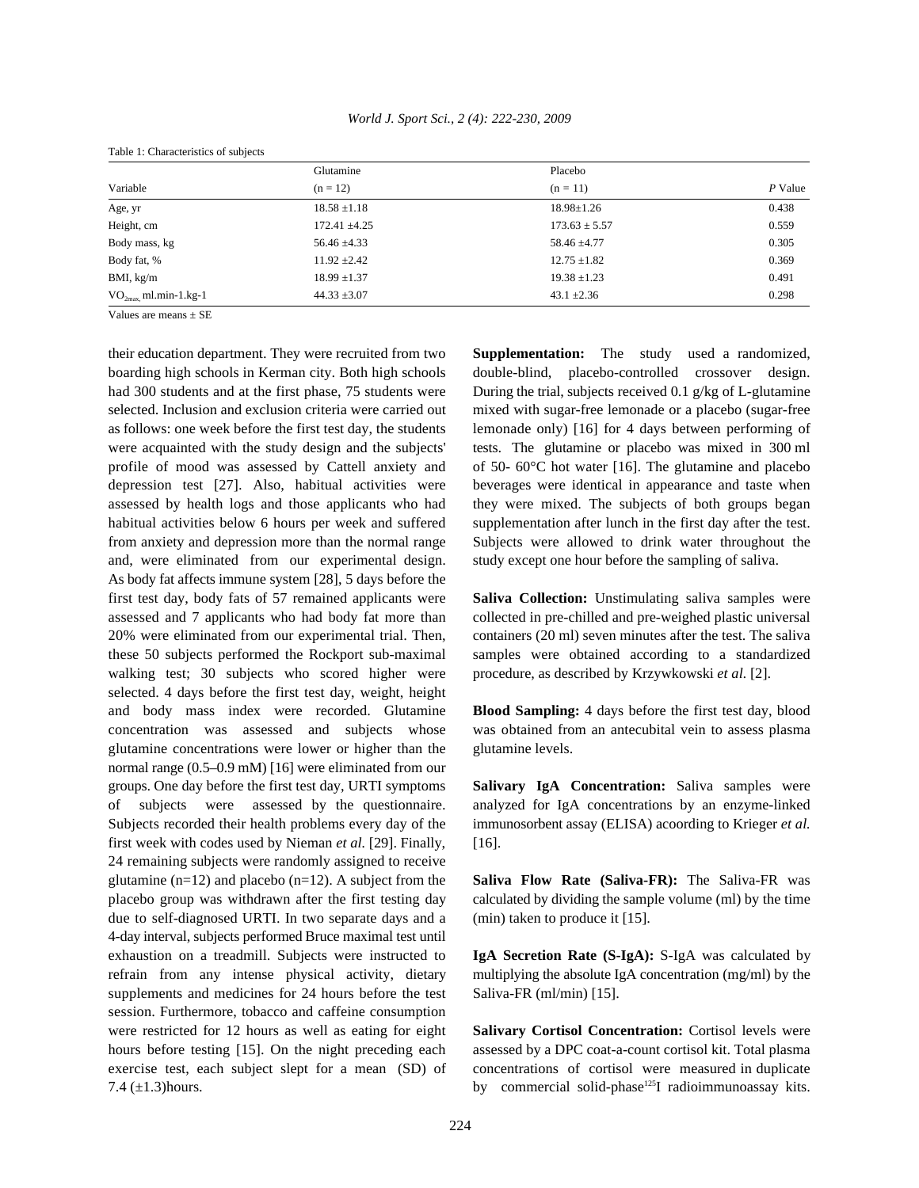Table 1: Characteristics of subjects

| Variable | Glutamine (n = 12) | Placebo (n = 11) | *P* Value |
|---|---|---|---|
| Age, yr | 18.58 ±1.18 | 18.98±1.26 | 0.438 |
| Height, cm | 172.41 ±4.25 | 173.63 ± 5.57 | 0.559 |
| Body mass, kg | 56.46 ±4.33 | 58.46 ±4.77 | 0.305 |
| Body fat, % | 11.92 ±2.42 | 12.75 ±1.82 | 0.369 |
| BMI, kg/m | 18.99 ±1.37 | 19.38 ±1.23 | 0.491 |
| $VO_{2max}$, ml.min-1.kg-1 | 44.33 ±3.07 | 43.1 ±2.36 | 0.298 |

Values are means ± SE

their education department. They were recruited from two boarding high schools in Kerman city. Both high schools had 300 students and at the first phase, 75 students were selected. Inclusion and exclusion criteria were carried out as follows: one week before the first test day, the students were acquainted with the study design and the subjects' profile of mood was assessed by Cattell anxiety and depression test [27]. Also, habitual activities were assessed by health logs and those applicants who had habitual activities below 6 hours per week and suffered from anxiety and depression more than the normal range and, were eliminated from our experimental design. As body fat affects immune system [28], 5 days before the first test day, body fats of 57 remained applicants were assessed and 7 applicants who had body fat more than 20% were eliminated from our experimental trial. Then, these 50 subjects performed the Rockport sub-maximal walking test; 30 subjects who scored higher were selected. 4 days before the first test day, weight, height and body mass index were recorded. Glutamine concentration was assessed and subjects whose glutamine concentrations were lower or higher than the normal range (0.5–0.9 mM) [16] were eliminated from our groups. One day before the first test day, URTI symptoms of subjects were assessed by the questionnaire. Subjects recorded their health problems every day of the first week with codes used by Nieman *et al.* [29]. Finally, 24 remaining subjects were randomly assigned to receive glutamine (n=12) and placebo (n=12). A subject from the placebo group was withdrawn after the first testing day due to self-diagnosed URTI. In two separate days and a 4-day interval, subjects performed Bruce maximal test until exhaustion on a treadmill. Subjects were instructed to refrain from any intense physical activity, dietary supplements and medicines for 24 hours before the test session. Furthermore, tobacco and caffeine consumption were restricted for 12 hours as well as eating for eight hours before testing [15]. On the night preceding each exercise test, each subject slept for a mean (SD) of 7.4 (±1.3)hours.

**Supplementation:** The study used a randomized, double-blind, placebo-controlled crossover design. During the trial, subjects received 0.1 g/kg of L-glutamine mixed with sugar-free lemonade or a placebo (sugar-free lemonade only) [16] for 4 days between performing of tests. The glutamine or placebo was mixed in 300 ml of 50- 60°C hot water [16]. The glutamine and placebo beverages were identical in appearance and taste when they were mixed. The subjects of both groups began supplementation after lunch in the first day after the test. Subjects were allowed to drink water throughout the study except one hour before the sampling of saliva.

**Saliva Collection:** Unstimulating saliva samples were collected in pre-chilled and pre-weighed plastic universal containers (20 ml) seven minutes after the test. The saliva samples were obtained according to a standardized procedure, as described by Krzywkowski *et al.* [2].

**Blood Sampling:** 4 days before the first test day, blood was obtained from an antecubital vein to assess plasma glutamine levels.

**Salivary IgA Concentration:** Saliva samples were analyzed for IgA concentrations by an enzyme-linked immunosorbent assay (ELISA) acoording to Krieger *et al.* [16].

**Saliva Flow Rate (Saliva-FR):** The Saliva-FR was calculated by dividing the sample volume (ml) by the time (min) taken to produce it [15].

**IgA Secretion Rate (S-IgA):** S-IgA was calculated by multiplying the absolute IgA concentration (mg/ml) by the Saliva-FR (ml/min) [15].

**Salivary Cortisol Concentration:** Cortisol levels were assessed by a DPC coat-a-count cortisol kit. Total plasma concentrations of cortisol were measured in duplicate by commercial solid-phase $^{125}I$ radioimmunoassay kits.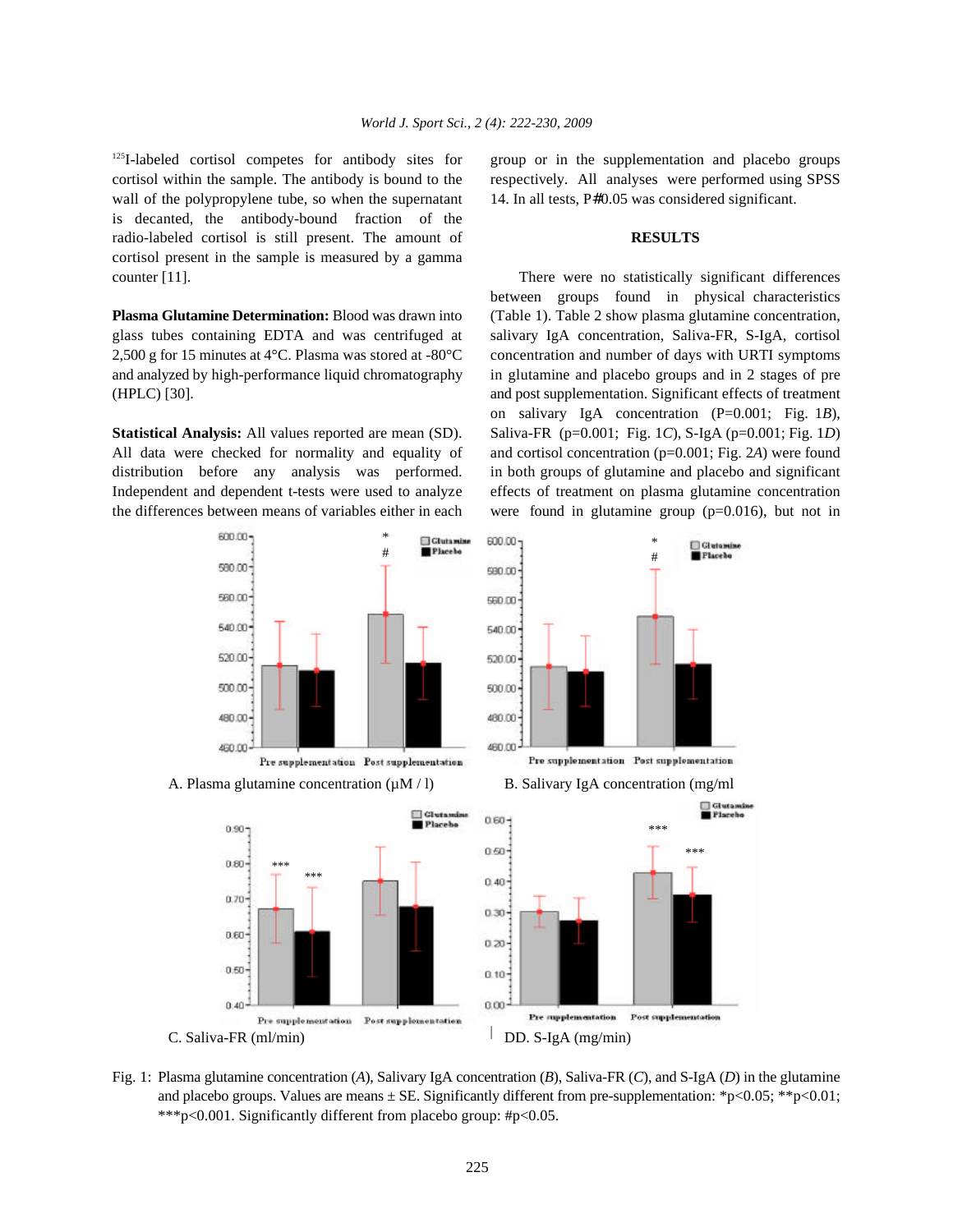$^{125}$I-labeled cortisol competes for antibody sites for cortisol within the sample. The antibody is bound to the wall of the polypropylene tube, so when the supernatant is decanted, the antibody-bound fraction of the radio-labeled cortisol is still present. The amount of cortisol present in the sample is measured by a gamma counter [11].

**Plasma Glutamine Determination:** Blood was drawn into glass tubes containing EDTA and was centrifuged at 2,500 g for 15 minutes at 4°C. Plasma was stored at -80°C and analyzed by high-performance liquid chromatography (HPLC) [30].

**Statistical Analysis:** All values reported are mean (SD). All data were checked for normality and equality of distribution before any analysis was performed. Independent and dependent t-tests were used to analyze the differences between means of variables either in each group or in the supplementation and placebo groups respectively. All analyses were performed using SPSS 14. In all tests, P#0.05 was considered significant.

## RESULTS

There were no statistically significant differences between groups found in physical characteristics (Table 1). Table 2 show plasma glutamine concentration, salivary IgA concentration, Saliva-FR, S-IgA, cortisol concentration and number of days with URTI symptoms in glutamine and placebo groups and in 2 stages of pre and post supplementation. Significant effects of treatment on salivary IgA concentration (P=0.001; Fig. 1*B*), Saliva-FR (p=0.001; Fig. 1*C*), S-IgA (p=0.001; Fig. 1*D*) and cortisol concentration (p=0.001; Fig. 2*A*) were found in both groups of glutamine and placebo and significant effects of treatment on plasma glutamine concentration were found in glutamine group (p=0.016), but not in

A. Plasma glutamine concentration (µM / l)

B. Salivary IgA concentration (mg/ml

C. Saliva-FR (ml/min)

DD. S-IgA (mg/min)

Fig. 1: Plasma glutamine concentration (*A*), Salivary IgA concentration (*B*), Saliva-FR (*C*), and S-IgA (*D*) in the glutamine and placebo groups. Values are means ± SE. Significantly different from pre-supplementation: *p<0.05; **p<0.01; ***p<0.001. Significantly different from placebo group: #p<0.05.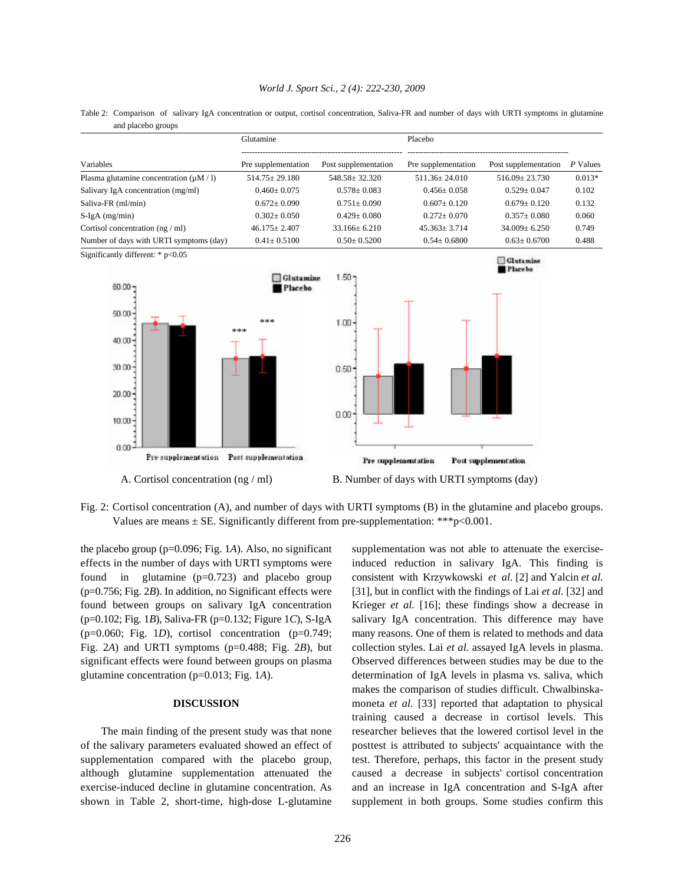Table 2: Comparison of salivary IgA concentration or output, cortisol concentration, Saliva-FR and number of days with URTI symptoms in glutamine and placebo groups

| Variables | Glutamine | | Placebo | | |
|---|---|---|---|---|---|
| | Pre supplementation | Post supplementation | Pre supplementation | Post supplementation | *P* Values |
| Plasma glutamine concentration (μM / l) | 514.75± 29.180 | 548.58± 32.320 | 511.36± 24.010 | 516.09± 23.730 | 0.013* |
| Salivary IgA concentration (mg/ml) | 0.460± 0.075 | 0.578± 0.083 | 0.456± 0.058 | 0.529± 0.047 | 0.102 |
| Saliva-FR (ml/min) | 0.672± 0.090 | 0.751± 0.090 | 0.607± 0.120 | 0.679± 0.120 | 0.132 |
| S-IgA (mg/min) | 0.302± 0.050 | 0.429± 0.080 | 0.272± 0.070 | 0.357± 0.080 | 0.060 |
| Cortisol concentration (ng / ml) | 46.175± 2.407 | 33.166± 6.210 | 45.363± 3.714 | 34.009± 6.250 | 0.749 |
| Number of days with URTI symptoms (day) | 0.41± 0.5100 | 0.50± 0.5200 | 0.54± 0.6800 | 0.63± 0.6700 | 0.488 |

Significantly different: * p<0.05

A. Cortisol concentration (ng / ml)

B. Number of days with URTI symptoms (day)

Fig. 2: Cortisol concentration (A), and number of days with URTI symptoms (B) in the glutamine and placebo groups. Values are means ± SE. Significantly different from pre-supplementation: ***p<0.001.

the placebo group (p=0.096; Fig. 1*A*). Also, no significant effects in the number of days with URTI symptoms were found in glutamine (p=0.723) and placebo group (p=0.756; Fig. 2*B*). In addition, no Significant effects were found between groups on salivary IgA concentration (p=0.102; Fig. 1*B*), Saliva-FR (p=0.132; Figure 1*C*), S-IgA (p=0.060; Fig. 1*D*), cortisol concentration (p=0.749; Fig. 2*A*) and URTI symptoms (p=0.488; Fig. 2*B*), but significant effects were found between groups on plasma glutamine concentration (p=0.013; Fig. 1*A*).

## DISCUSSION

The main finding of the present study was that none of the salivary parameters evaluated showed an effect of supplementation compared with the placebo group, although glutamine supplementation attenuated the exercise-induced decline in glutamine concentration. As shown in Table 2, short-time, high-dose L-glutamine supplementation was not able to attenuate the exercise-induced reduction in salivary IgA. This finding is consistent with Krzywkowski *et al.* [2] and Yalcin *et al.* [31], but in conflict with the findings of Lai *et al.* [32] and Krieger *et al.* [16]; these findings show a decrease in salivary IgA concentration. This difference may have many reasons. One of them is related to methods and data collection styles. Lai *et al.* assayed IgA levels in plasma. Observed differences between studies may be due to the determination of IgA levels in plasma vs. saliva, which makes the comparison of studies difficult. Chwalbinska-moneta *et al.* [33] reported that adaptation to physical training caused a decrease in cortisol levels. This researcher believes that the lowered cortisol level in the posttest is attributed to subjects' acquaintance with the test. Therefore, perhaps, this factor in the present study caused a decrease in subjects' cortisol concentration and an increase in IgA concentration and S-IgA after supplement in both groups. Some studies confirm this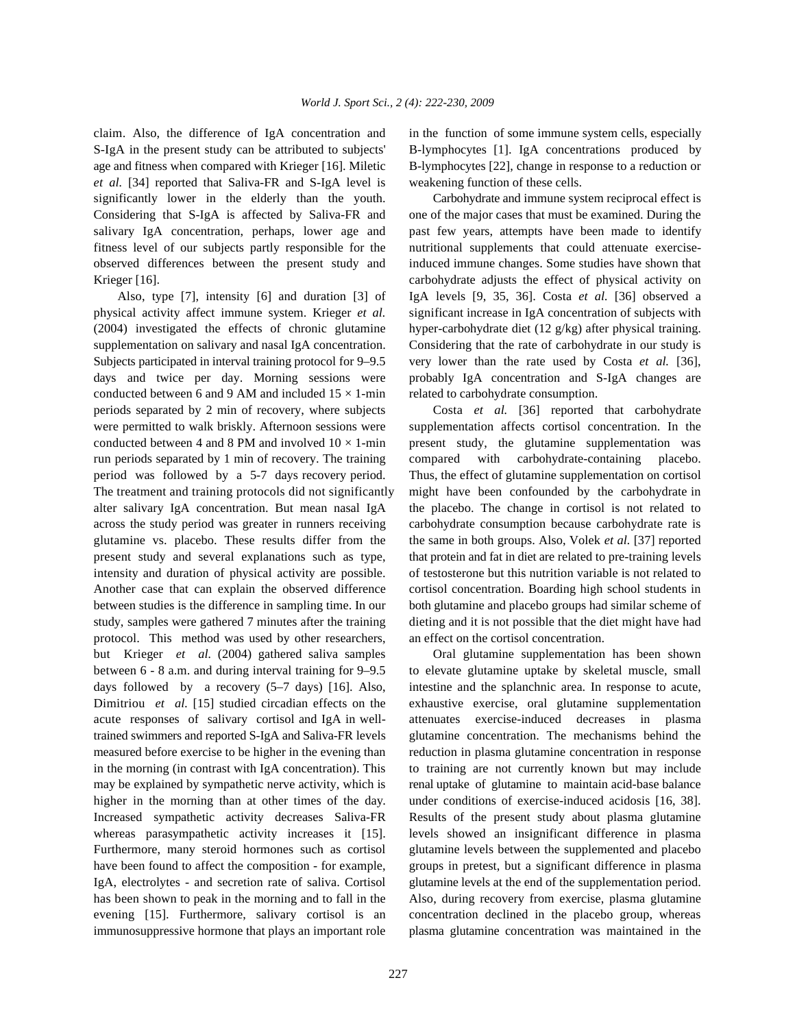claim. Also, the difference of IgA concentration and S-IgA in the present study can be attributed to subjects' age and fitness when compared with Krieger [16]. Miletic *et al.* [34] reported that Saliva-FR and S-IgA level is significantly lower in the elderly than the youth. Considering that S-IgA is affected by Saliva-FR and salivary IgA concentration, perhaps, lower age and fitness level of our subjects partly responsible for the observed differences between the present study and Krieger [16].

Also, type [7], intensity [6] and duration [3] of physical activity affect immune system. Krieger *et al.* (2004) investigated the effects of chronic glutamine supplementation on salivary and nasal IgA concentration. Subjects participated in interval training protocol for 9–9.5 days and twice per day. Morning sessions were conducted between 6 and 9 AM and included $15 \times 1$-min periods separated by 2 min of recovery, where subjects were permitted to walk briskly. Afternoon sessions were conducted between 4 and 8 PM and involved $10 \times 1$-min run periods separated by 1 min of recovery. The training period was followed by a 5-7 days recovery period. The treatment and training protocols did not significantly alter salivary IgA concentration. But mean nasal IgA across the study period was greater in runners receiving glutamine vs. placebo. These results differ from the present study and several explanations such as type, intensity and duration of physical activity are possible. Another case that can explain the observed difference between studies is the difference in sampling time. In our study, samples were gathered 7 minutes after the training protocol. This method was used by other researchers, but Krieger *et al.* (2004) gathered saliva samples between 6 - 8 a.m. and during interval training for 9–9.5 days followed by a recovery (5–7 days) [16]. Also, Dimitriou *et al.* [15] studied circadian effects on the acute responses of salivary cortisol and IgA in well-trained swimmers and reported S-IgA and Saliva-FR levels measured before exercise to be higher in the evening than in the morning (in contrast with IgA concentration). This may be explained by sympathetic nerve activity, which is higher in the morning than at other times of the day. Increased sympathetic activity decreases Saliva-FR whereas parasympathetic activity increases it [15]. Furthermore, many steroid hormones such as cortisol have been found to affect the composition - for example, IgA, electrolytes - and secretion rate of saliva. Cortisol has been shown to peak in the morning and to fall in the evening [15]. Furthermore, salivary cortisol is an immunosuppressive hormone that plays an important role in the function of some immune system cells, especially B-lymphocytes [1]. IgA concentrations produced by B-lymphocytes [22], change in response to a reduction or weakening function of these cells.

Carbohydrate and immune system reciprocal effect is one of the major cases that must be examined. During the past few years, attempts have been made to identify nutritional supplements that could attenuate exercise-induced immune changes. Some studies have shown that carbohydrate adjusts the effect of physical activity on IgA levels [9, 35, 36]. Costa *et al.* [36] observed a significant increase in IgA concentration of subjects with hyper-carbohydrate diet (12 g/kg) after physical training. Considering that the rate of carbohydrate in our study is very lower than the rate used by Costa *et al.* [36], probably IgA concentration and S-IgA changes are related to carbohydrate consumption.

Costa *et al.* [36] reported that carbohydrate supplementation affects cortisol concentration. In the present study, the glutamine supplementation was compared with carbohydrate-containing placebo. Thus, the effect of glutamine supplementation on cortisol might have been confounded by the carbohydrate in the placebo. The change in cortisol is not related to carbohydrate consumption because carbohydrate rate is the same in both groups. Also, Volek *et al.* [37] reported that protein and fat in diet are related to pre-training levels of testosterone but this nutrition variable is not related to cortisol concentration. Boarding high school students in both glutamine and placebo groups had similar scheme of dieting and it is not possible that the diet might have had an effect on the cortisol concentration.

Oral glutamine supplementation has been shown to elevate glutamine uptake by skeletal muscle, small intestine and the splanchnic area. In response to acute, exhaustive exercise, oral glutamine supplementation attenuates exercise-induced decreases in plasma glutamine concentration. The mechanisms behind the reduction in plasma glutamine concentration in response to training are not currently known but may include renal uptake of glutamine to maintain acid-base balance under conditions of exercise-induced acidosis [16, 38]. Results of the present study about plasma glutamine levels showed an insignificant difference in plasma glutamine levels between the supplemented and placebo groups in pretest, but a significant difference in plasma glutamine levels at the end of the supplementation period. Also, during recovery from exercise, plasma glutamine concentration declined in the placebo group, whereas plasma glutamine concentration was maintained in the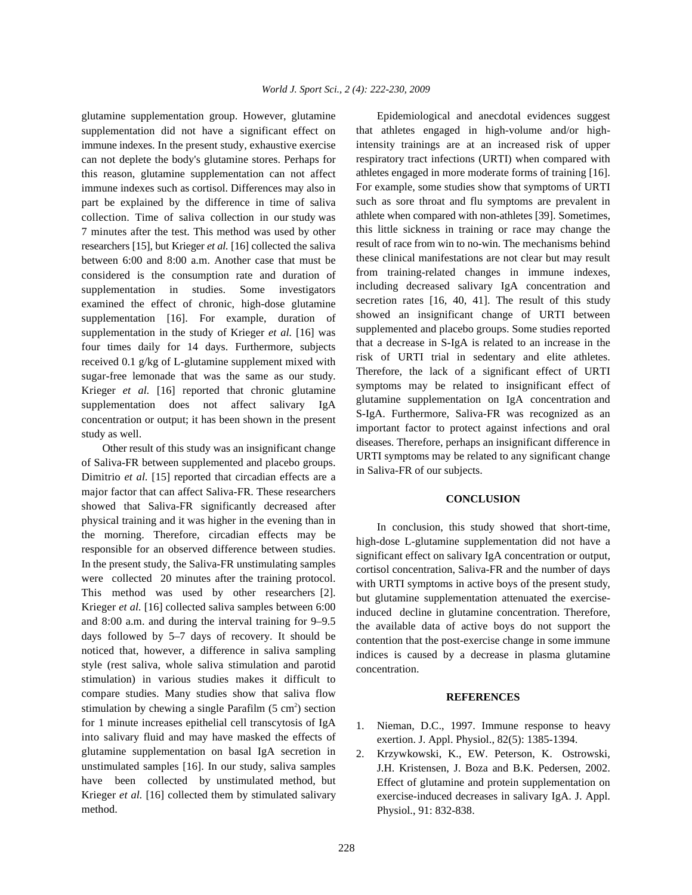glutamine supplementation group. However, glutamine supplementation did not have a significant effect on immune indexes. In the present study, exhaustive exercise can not deplete the body's glutamine stores. Perhaps for this reason, glutamine supplementation can not affect immune indexes such as cortisol. Differences may also in part be explained by the difference in time of saliva collection. Time of saliva collection in our study was 7 minutes after the test. This method was used by other researchers [15], but Krieger *et al.* [16] collected the saliva between 6:00 and 8:00 a.m. Another case that must be considered is the consumption rate and duration of supplementation in studies. Some investigators examined the effect of chronic, high-dose glutamine supplementation [16]. For example, duration of supplementation in the study of Krieger *et al.* [16] was four times daily for 14 days. Furthermore, subjects received 0.1 g/kg of L-glutamine supplement mixed with sugar-free lemonade that was the same as our study. Krieger *et al.* [16] reported that chronic glutamine supplementation does not affect salivary IgA concentration or output; it has been shown in the present study as well.

Other result of this study was an insignificant change of Saliva-FR between supplemented and placebo groups. Dimitrio *et al.* [15] reported that circadian effects are a major factor that can affect Saliva-FR. These researchers showed that Saliva-FR significantly decreased after physical training and it was higher in the evening than in the morning. Therefore, circadian effects may be responsible for an observed difference between studies. In the present study, the Saliva-FR unstimulating samples were collected 20 minutes after the training protocol. This method was used by other researchers [2]. Krieger *et al.* [16] collected saliva samples between 6:00 and 8:00 a.m. and during the interval training for 9–9.5 days followed by 5–7 days of recovery. It should be noticed that, however, a difference in saliva sampling style (rest saliva, whole saliva stimulation and parotid stimulation) in various studies makes it difficult to compare studies. Many studies show that saliva flow stimulation by chewing a single Parafilm (5 $cm^2$) section for 1 minute increases epithelial cell transcytosis of IgA into salivary fluid and may have masked the effects of glutamine supplementation on basal IgA secretion in unstimulated samples [16]. In our study, saliva samples have been collected by unstimulated method, but Krieger *et al.* [16] collected them by stimulated salivary method.

Epidemiological and anecdotal evidences suggest that athletes engaged in high-volume and/or high-intensity trainings are at an increased risk of upper respiratory tract infections (URTI) when compared with athletes engaged in more moderate forms of training [16]. For example, some studies show that symptoms of URTI such as sore throat and flu symptoms are prevalent in athlete when compared with non-athletes [39]. Sometimes, this little sickness in training or race may change the result of race from win to no-win. The mechanisms behind these clinical manifestations are not clear but may result from training-related changes in immune indexes, including decreased salivary IgA concentration and secretion rates [16, 40, 41]. The result of this study showed an insignificant change of URTI between supplemented and placebo groups. Some studies reported that a decrease in S-IgA is related to an increase in the risk of URTI trial in sedentary and elite athletes. Therefore, the lack of a significant effect of URTI symptoms may be related to insignificant effect of glutamine supplementation on IgA concentration and S-IgA. Furthermore, Saliva-FR was recognized as an important factor to protect against infections and oral diseases. Therefore, perhaps an insignificant difference in URTI symptoms may be related to any significant change in Saliva-FR of our subjects.

## CONCLUSION

In conclusion, this study showed that short-time, high-dose L-glutamine supplementation did not have a significant effect on salivary IgA concentration or output, cortisol concentration, Saliva-FR and the number of days with URTI symptoms in active boys of the present study, but glutamine supplementation attenuated the exercise-induced decline in glutamine concentration. Therefore, the available data of active boys do not support the contention that the post-exercise change in some immune indices is caused by a decrease in plasma glutamine concentration.

## REFERENCES

1. Nieman, D.C., 1997. Immune response to heavy exertion. J. Appl. Physiol., 82(5): 1385-1394.
2. Krzywkowski, K., EW. Peterson, K. Ostrowski, J.H. Kristensen, J. Boza and B.K. Pedersen, 2002. Effect of glutamine and protein supplementation on exercise-induced decreases in salivary IgA. J. Appl. Physiol., 91: 832-838.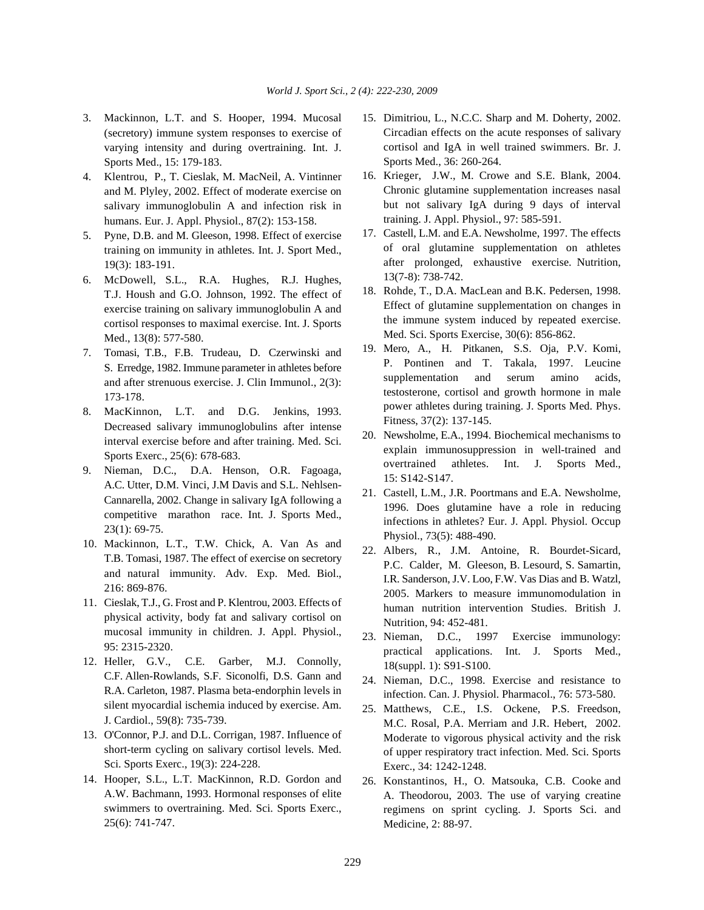3. Mackinnon, L.T. and S. Hooper, 1994. Mucosal (secretory) immune system responses to exercise of varying intensity and during overtraining. Int. J. Sports Med., 15: 179-183.
4. Klentrou, P., T. Cieslak, M. MacNeil, A. Vintinner and M. Plyley, 2002. Effect of moderate exercise on salivary immunoglobulin A and infection risk in humans. Eur. J. Appl. Physiol., 87(2): 153-158.
5. Pyne, D.B. and M. Gleeson, 1998. Effect of exercise training on immunity in athletes. Int. J. Sport Med., 19(3): 183-191.
6. McDowell, S.L., R.A. Hughes, R.J. Hughes, T.J. Housh and G.O. Johnson, 1992. The effect of exercise training on salivary immunoglobulin A and cortisol responses to maximal exercise. Int. J. Sports Med., 13(8): 577-580.
7. Tomasi, T.B., F.B. Trudeau, D. Czerwinski and S. Erredge, 1982. Immune parameter in athletes before and after strenuous exercise. J. Clin Immunol., 2(3): 173-178.
8. MacKinnon, L.T. and D.G. Jenkins, 1993. Decreased salivary immunoglobulins after intense interval exercise before and after training. Med. Sci. Sports Exerc., 25(6): 678-683.
9. Nieman, D.C., D.A. Henson, O.R. Fagoaga, A.C. Utter, D.M. Vinci, J.M Davis and S.L. Nehlsen-Cannarella, 2002. Change in salivary IgA following a competitive marathon race. Int. J. Sports Med., 23(1): 69-75.
10. Mackinnon, L.T., T.W. Chick, A. Van As and T.B. Tomasi, 1987. The effect of exercise on secretory and natural immunity. Adv. Exp. Med. Biol., 216: 869-876.
11. Cieslak, T.J., G. Frost and P. Klentrou, 2003. Effects of physical activity, body fat and salivary cortisol on mucosal immunity in children. J. Appl. Physiol., 95: 2315-2320.
12. Heller, G.V., C.E. Garber, M.J. Connolly, C.F. Allen-Rowlands, S.F. Siconolfi, D.S. Gann and R.A. Carleton, 1987. Plasma beta-endorphin levels in silent myocardial ischemia induced by exercise. Am. J. Cardiol., 59(8): 735-739.
13. O'Connor, P.J. and D.L. Corrigan, 1987. Influence of short-term cycling on salivary cortisol levels. Med. Sci. Sports Exerc., 19(3): 224-228.
14. Hooper, S.L., L.T. MacKinnon, R.D. Gordon and A.W. Bachmann, 1993. Hormonal responses of elite swimmers to overtraining. Med. Sci. Sports Exerc., 25(6): 741-747.
15. Dimitriou, L., N.C.C. Sharp and M. Doherty, 2002. Circadian effects on the acute responses of salivary cortisol and IgA in well trained swimmers. Br. J. Sports Med., 36: 260-264.
16. Krieger, J.W., M. Crowe and S.E. Blank, 2004. Chronic glutamine supplementation increases nasal but not salivary IgA during 9 days of interval training. J. Appl. Physiol., 97: 585-591.
17. Castell, L.M. and E.A. Newsholme, 1997. The effects of oral glutamine supplementation on athletes after prolonged, exhaustive exercise. Nutrition, 13(7-8): 738-742.
18. Rohde, T., D.A. MacLean and B.K. Pedersen, 1998. Effect of glutamine supplementation on changes in the immune system induced by repeated exercise. Med. Sci. Sports Exercise, 30(6): 856-862.
19. Mero, A., H. Pitkanen, S.S. Oja, P.V. Komi, P. Pontinen and T. Takala, 1997. Leucine supplementation and serum amino acids, testosterone, cortisol and growth hormone in male power athletes during training. J. Sports Med. Phys. Fitness, 37(2): 137-145.
20. Newsholme, E.A., 1994. Biochemical mechanisms to explain immunosuppression in well-trained and overtrained athletes. Int. J. Sports Med., 15: S142-S147.
21. Castell, L.M., J.R. Poortmans and E.A. Newsholme, 1996. Does glutamine have a role in reducing infections in athletes? Eur. J. Appl. Physiol. Occup Physiol., 73(5): 488-490.
22. Albers, R., J.M. Antoine, R. Bourdet-Sicard, P.C. Calder, M. Gleeson, B. Lesourd, S. Samartin, I.R. Sanderson, J.V. Loo, F.W. Vas Dias and B. Watzl, 2005. Markers to measure immunomodulation in human nutrition intervention Studies. British J. Nutrition, 94: 452-481.
23. Nieman, D.C., 1997 Exercise immunology: practical applications. Int. J. Sports Med., 18(suppl. 1): S91-S100.
24. Nieman, D.C., 1998. Exercise and resistance to infection. Can. J. Physiol. Pharmacol., 76: 573-580.
25. Matthews, C.E., I.S. Ockene, P.S. Freedson, M.C. Rosal, P.A. Merriam and J.R. Hebert, 2002. Moderate to vigorous physical activity and the risk of upper respiratory tract infection. Med. Sci. Sports Exerc., 34: 1242-1248.
26. Konstantinos, H., O. Matsouka, C.B. Cooke and A. Theodorou, 2003. The use of varying creatine regimens on sprint cycling. J. Sports Sci. and Medicine, 2: 88-97.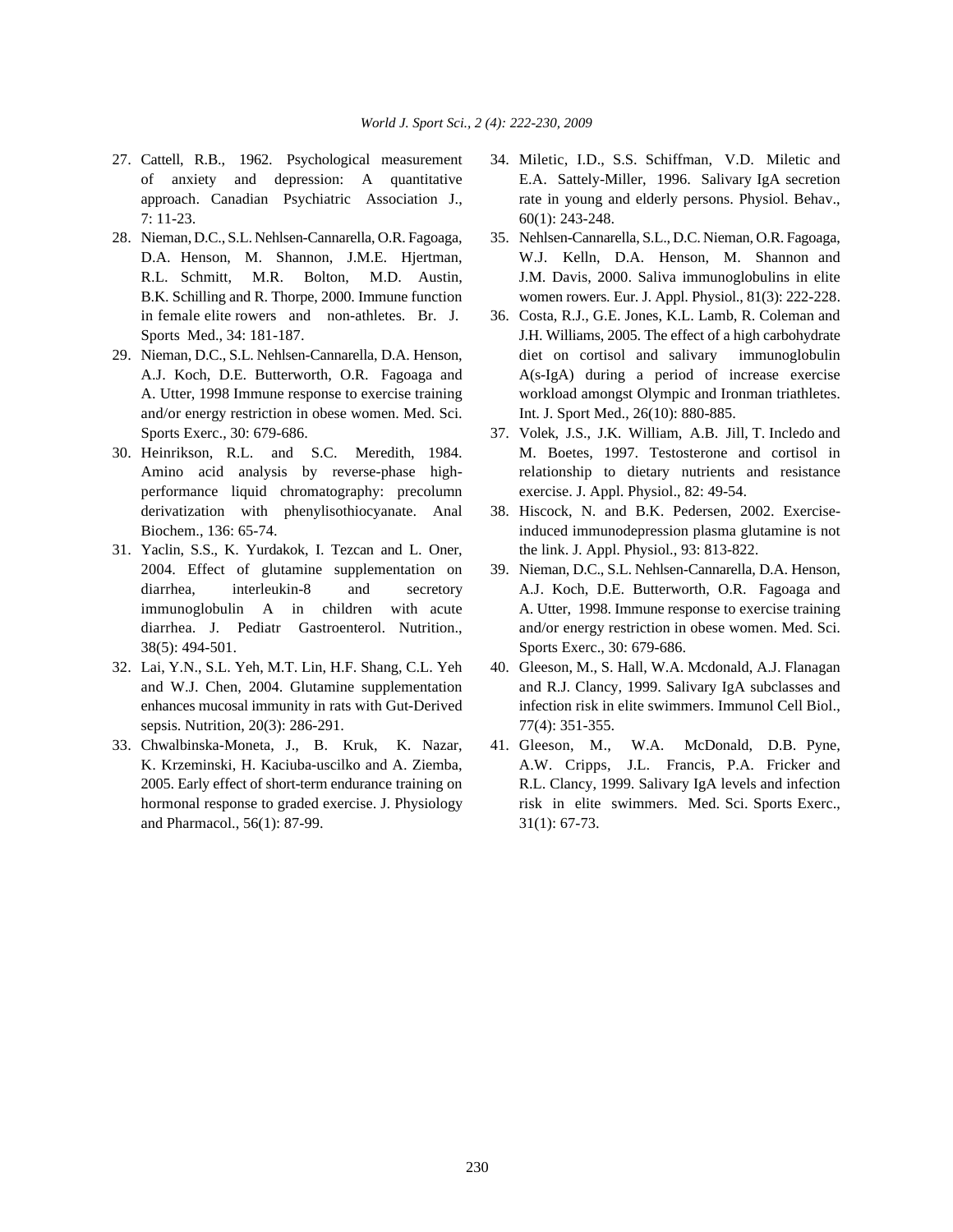27. Cattell, R.B., 1962. Psychological measurement of anxiety and depression: A quantitative approach. Canadian Psychiatric Association J., 7: 11-23.
28. Nieman, D.C., S.L. Nehlsen-Cannarella, O.R. Fagoaga, D.A. Henson, M. Shannon, J.M.E. Hjertman, R.L. Schmitt, M.R. Bolton, M.D. Austin, B.K. Schilling and R. Thorpe, 2000. Immune function in female elite rowers and non-athletes. Br. J. Sports Med., 34: 181-187.
29. Nieman, D.C., S.L. Nehlsen-Cannarella, D.A. Henson, A.J. Koch, D.E. Butterworth, O.R. Fagoaga and A. Utter, 1998 Immune response to exercise training and/or energy restriction in obese women. Med. Sci. Sports Exerc., 30: 679-686.
30. Heinrikson, R.L. and S.C. Meredith, 1984. Amino acid analysis by reverse-phase high-performance liquid chromatography: precolumn derivatization with phenylisothiocyanate. Anal Biochem., 136: 65-74.
31. Yaclin, S.S., K. Yurdakok, I. Tezcan and L. Oner, 2004. Effect of glutamine supplementation on diarrhea, interleukin-8 and secretory immunoglobulin A in children with acute diarrhea. J. Pediatr Gastroenterol. Nutrition., 38(5): 494-501.
32. Lai, Y.N., S.L. Yeh, M.T. Lin, H.F. Shang, C.L. Yeh and W.J. Chen, 2004. Glutamine supplementation enhances mucosal immunity in rats with Gut-Derived sepsis. Nutrition, 20(3): 286-291.
33. Chwalbinska-Moneta, J., B. Kruk, K. Nazar, K. Krzeminski, H. Kaciuba-uscilko and A. Ziemba, 2005. Early effect of short-term endurance training on hormonal response to graded exercise. J. Physiology and Pharmacol., 56(1): 87-99.
34. Miletic, I.D., S.S. Schiffman, V.D. Miletic and E.A. Sattely-Miller, 1996. Salivary IgA secretion rate in young and elderly persons. Physiol. Behav., 60(1): 243-248.
35. Nehlsen-Cannarella, S.L., D.C. Nieman, O.R. Fagoaga, W.J. Kelln, D.A. Henson, M. Shannon and J.M. Davis, 2000. Saliva immunoglobulins in elite women rowers. Eur. J. Appl. Physiol., 81(3): 222-228.
36. Costa, R.J., G.E. Jones, K.L. Lamb, R. Coleman and J.H. Williams, 2005. The effect of a high carbohydrate diet on cortisol and salivary immunoglobulin A(s-IgA) during a period of increase exercise workload amongst Olympic and Ironman triathletes. Int. J. Sport Med., 26(10): 880-885.
37. Volek, J.S., J.K. William, A.B. Jill, T. Incledo and M. Boetes, 1997. Testosterone and cortisol in relationship to dietary nutrients and resistance exercise. J. Appl. Physiol., 82: 49-54.
38. Hiscock, N. and B.K. Pedersen, 2002. Exercise-induced immunodepression plasma glutamine is not the link. J. Appl. Physiol., 93: 813-822.
39. Nieman, D.C., S.L. Nehlsen-Cannarella, D.A. Henson, A.J. Koch, D.E. Butterworth, O.R. Fagoaga and A. Utter, 1998. Immune response to exercise training and/or energy restriction in obese women. Med. Sci. Sports Exerc., 30: 679-686.
40. Gleeson, M., S. Hall, W.A. Mcdonald, A.J. Flanagan and R.J. Clancy, 1999. Salivary IgA subclasses and infection risk in elite swimmers. Immunol Cell Biol., 77(4): 351-355.
41. Gleeson, M., W.A. McDonald, D.B. Pyne, A.W. Cripps, J.L. Francis, P.A. Fricker and R.L. Clancy, 1999. Salivary IgA levels and infection risk in elite swimmers. Med. Sci. Sports Exerc., 31(1): 67-73.